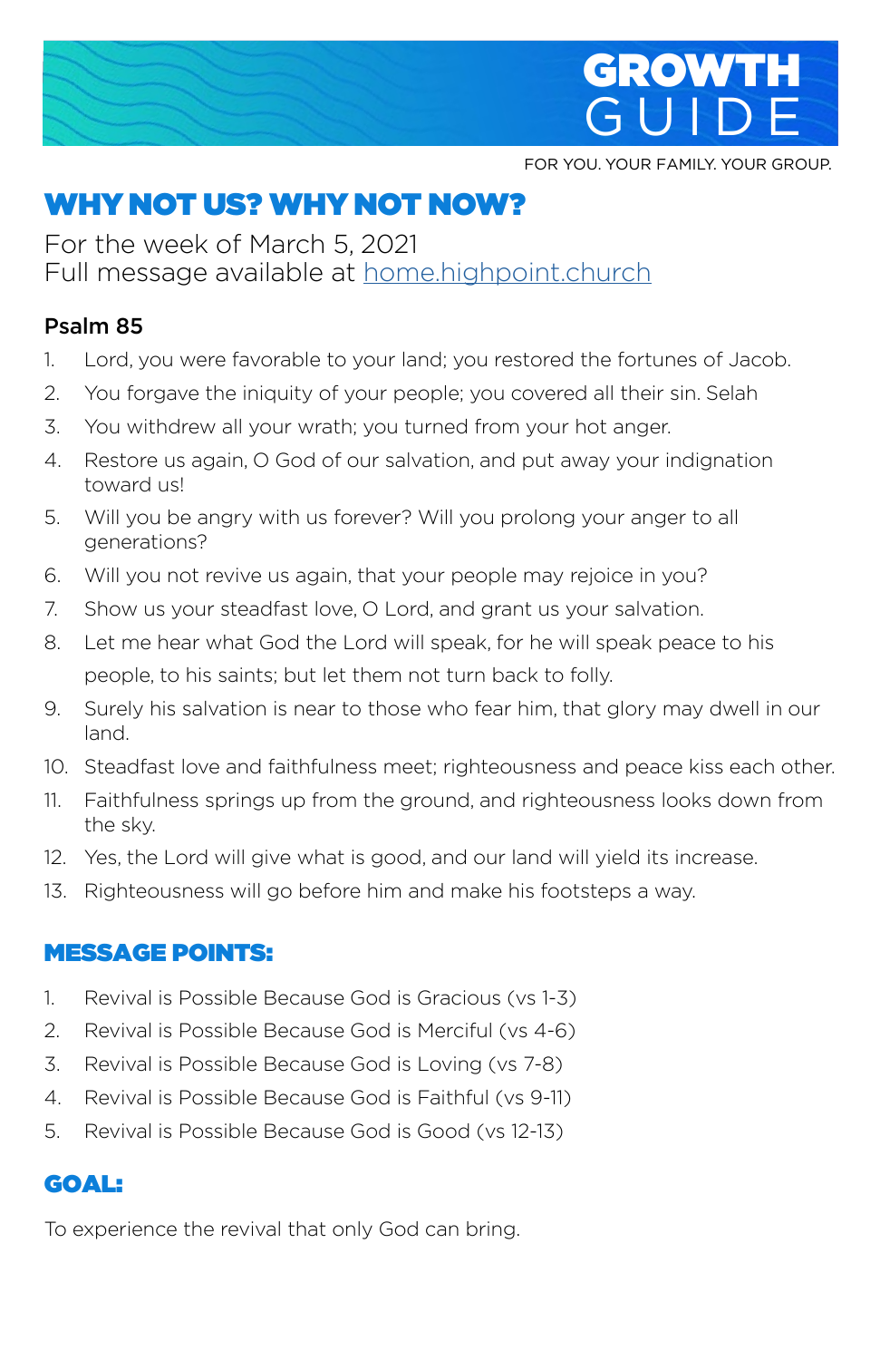# GROWTH GUIDE

FOR YOU. YOUR FAMILY. YOUR GROUP.

## WHY NOT US? WHY NOT NOW?

For the week of March 5, 2021
Full message available at home.highpoint.church

**Psalm 85**

1. Lord, you were favorable to your land; you restored the fortunes of Jacob.
2. You forgave the iniquity of your people; you covered all their sin. Selah
3. You withdrew all your wrath; you turned from your hot anger.
4. Restore us again, O God of our salvation, and put away your indignation toward us!
5. Will you be angry with us forever? Will you prolong your anger to all generations?
6. Will you not revive us again, that your people may rejoice in you?
7. Show us your steadfast love, O Lord, and grant us your salvation.
8. Let me hear what God the Lord will speak, for he will speak peace to his people, to his saints; but let them not turn back to folly.
9. Surely his salvation is near to those who fear him, that glory may dwell in our land.
10. Steadfast love and faithfulness meet; righteousness and peace kiss each other.
11. Faithfulness springs up from the ground, and righteousness looks down from the sky.
12. Yes, the Lord will give what is good, and our land will yield its increase.
13. Righteousness will go before him and make his footsteps a way.

## MESSAGE POINTS:

1. Revival is Possible Because God is Gracious (vs 1-3)
2. Revival is Possible Because God is Merciful (vs 4-6)
3. Revival is Possible Because God is Loving (vs 7-8)
4. Revival is Possible Because God is Faithful (vs 9-11)
5. Revival is Possible Because God is Good (vs 12-13)

## GOAL:

To experience the revival that only God can bring.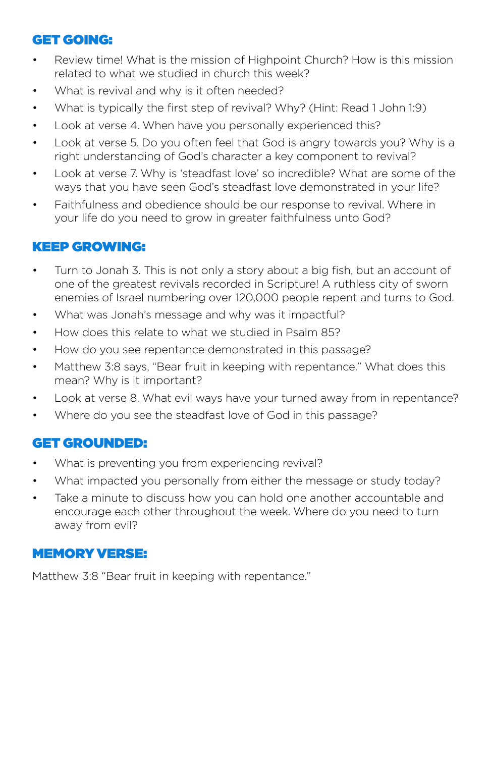## GET GOING:

- Review time! What is the mission of Highpoint Church? How is this mission related to what we studied in church this week?
- What is revival and why is it often needed?
- What is typically the first step of revival? Why? (Hint: Read 1 John 1:9)
- Look at verse 4. When have you personally experienced this?
- Look at verse 5. Do you often feel that God is angry towards you? Why is a right understanding of God's character a key component to revival?
- Look at verse 7. Why is 'steadfast love' so incredible? What are some of the ways that you have seen God's steadfast love demonstrated in your life?
- Faithfulness and obedience should be our response to revival. Where in your life do you need to grow in greater faithfulness unto God?

## KEEP GROWING:

- Turn to Jonah 3. This is not only a story about a big fish, but an account of one of the greatest revivals recorded in Scripture! A ruthless city of sworn enemies of Israel numbering over 120,000 people repent and turns to God.
- What was Jonah's message and why was it impactful?
- How does this relate to what we studied in Psalm 85?
- How do you see repentance demonstrated in this passage?
- Matthew 3:8 says, "Bear fruit in keeping with repentance." What does this mean? Why is it important?
- Look at verse 8. What evil ways have your turned away from in repentance?
- Where do you see the steadfast love of God in this passage?

## GET GROUNDED:

- What is preventing you from experiencing revival?
- What impacted you personally from either the message or study today?
- Take a minute to discuss how you can hold one another accountable and encourage each other throughout the week. Where do you need to turn away from evil?

## MEMORY VERSE:

Matthew 3:8 "Bear fruit in keeping with repentance."